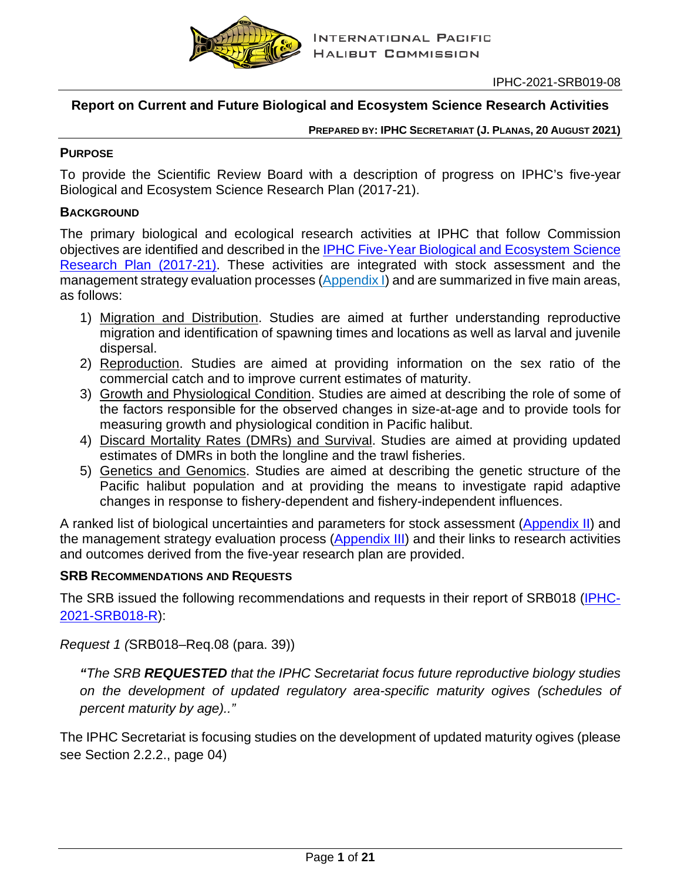INTERNATIONAL PACIFIC HALIBUT COMMISSION

IPHC-2021-SRB019-08

# Report on Current and Future Biological and Ecosystem Science Research Activities

**PREPARED BY: IPHC SECRETARIAT (J. PLANAS, 20 AUGUST 2021)**

## PURPOSE

To provide the Scientific Review Board with a description of progress on IPHC's five-year Biological and Ecosystem Science Research Plan (2017-21).

## BACKGROUND

The primary biological and ecological research activities at IPHC that follow Commission objectives are identified and described in the IPHC Five-Year Biological and Ecosystem Science Research Plan (2017-21). These activities are integrated with stock assessment and the management strategy evaluation processes (Appendix I) and are summarized in five main areas, as follows:

1) Migration and Distribution. Studies are aimed at further understanding reproductive migration and identification of spawning times and locations as well as larval and juvenile dispersal.
2) Reproduction. Studies are aimed at providing information on the sex ratio of the commercial catch and to improve current estimates of maturity.
3) Growth and Physiological Condition. Studies are aimed at describing the role of some of the factors responsible for the observed changes in size-at-age and to provide tools for measuring growth and physiological condition in Pacific halibut.
4) Discard Mortality Rates (DMRs) and Survival. Studies are aimed at providing updated estimates of DMRs in both the longline and the trawl fisheries.
5) Genetics and Genomics. Studies are aimed at describing the genetic structure of the Pacific halibut population and at providing the means to investigate rapid adaptive changes in response to fishery-dependent and fishery-independent influences.

A ranked list of biological uncertainties and parameters for stock assessment (Appendix II) and the management strategy evaluation process (Appendix III) and their links to research activities and outcomes derived from the five-year research plan are provided.

## SRB RECOMMENDATIONS AND REQUESTS

The SRB issued the following recommendations and requests in their report of SRB018 (IPHC-2021-SRB018-R):

*Request 1 (*SRB018–Req.08 (para. 39))

> ***"****The SRB* ***REQUESTED*** *that the IPHC Secretariat focus future reproductive biology studies on the development of updated regulatory area-specific maturity ogives (schedules of percent maturity by age).."*

The IPHC Secretariat is focusing studies on the development of updated maturity ogives (please see Section 2.2.2., page 04)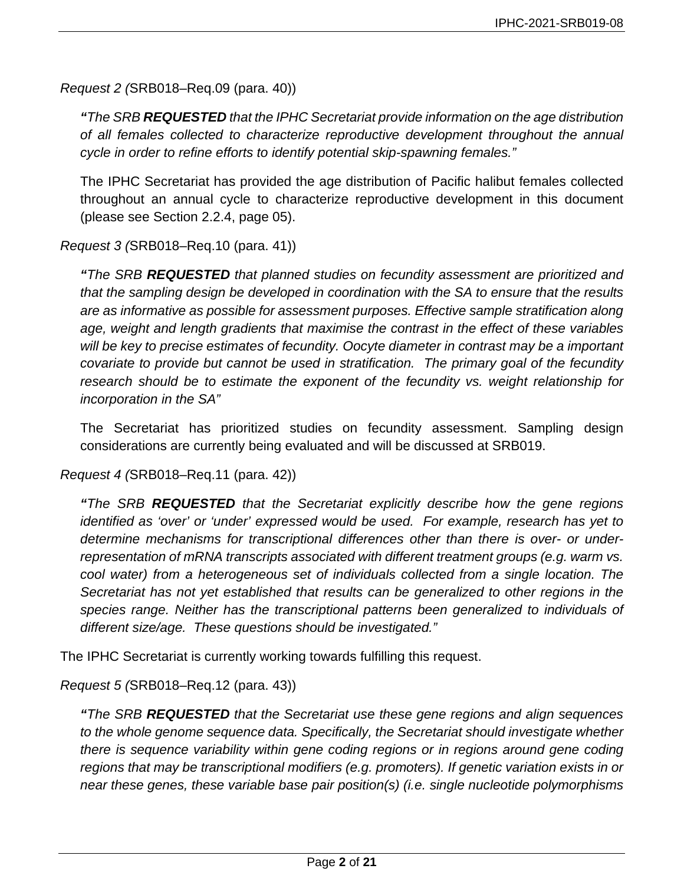*Request 2 (*SRB018–Req.09 (para. 40))

> ***"****The SRB **REQUESTED** that the IPHC Secretariat provide information on the age distribution of all females collected to characterize reproductive development throughout the annual cycle in order to refine efforts to identify potential skip-spawning females."*
>
> The IPHC Secretariat has provided the age distribution of Pacific halibut females collected throughout an annual cycle to characterize reproductive development in this document (please see Section 2.2.4, page 05).

*Request 3 (*SRB018–Req.10 (para. 41))

> ***"****The SRB **REQUESTED** that planned studies on fecundity assessment are prioritized and that the sampling design be developed in coordination with the SA to ensure that the results are as informative as possible for assessment purposes. Effective sample stratification along age, weight and length gradients that maximise the contrast in the effect of these variables will be key to precise estimates of fecundity. Oocyte diameter in contrast may be a important covariate to provide but cannot be used in stratification. The primary goal of the fecundity research should be to estimate the exponent of the fecundity vs. weight relationship for incorporation in the SA"*
>
> The Secretariat has prioritized studies on fecundity assessment. Sampling design considerations are currently being evaluated and will be discussed at SRB019.

*Request 4 (*SRB018–Req.11 (para. 42))

> ***"****The SRB **REQUESTED** that the Secretariat explicitly describe how the gene regions identified as 'over' or 'under' expressed would be used. For example, research has yet to determine mechanisms for transcriptional differences other than there is over- or under-representation of mRNA transcripts associated with different treatment groups (e.g. warm vs. cool water) from a heterogeneous set of individuals collected from a single location. The Secretariat has not yet established that results can be generalized to other regions in the species range. Neither has the transcriptional patterns been generalized to individuals of different size/age. These questions should be investigated."*

The IPHC Secretariat is currently working towards fulfilling this request.

*Request 5 (*SRB018–Req.12 (para. 43))

> ***"****The SRB **REQUESTED** that the Secretariat use these gene regions and align sequences to the whole genome sequence data. Specifically, the Secretariat should investigate whether there is sequence variability within gene coding regions or in regions around gene coding regions that may be transcriptional modifiers (e.g. promoters). If genetic variation exists in or near these genes, these variable base pair position(s) (i.e. single nucleotide polymorphisms*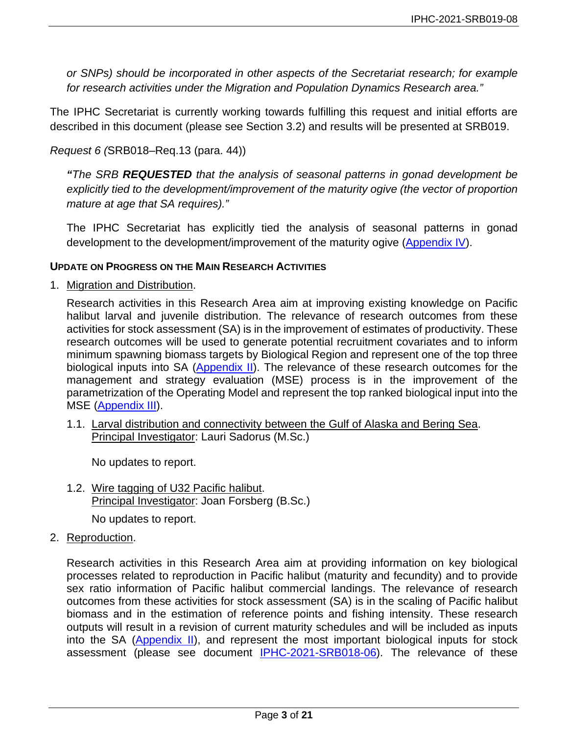*or SNPs) should be incorporated in other aspects of the Secretariat research; for example for research activities under the Migration and Population Dynamics Research area."*

The IPHC Secretariat is currently working towards fulfilling this request and initial efforts are described in this document (please see Section 3.2) and results will be presented at SRB019.

*Request 6 (*SRB018–Req.13 (para. 44))

> ***"****The SRB* ***REQUESTED*** *that the analysis of seasonal patterns in gonad development be explicitly tied to the development/improvement of the maturity ogive (the vector of proportion mature at age that SA requires)."*

The IPHC Secretariat has explicitly tied the analysis of seasonal patterns in gonad development to the development/improvement of the maturity ogive (Appendix IV).

**UPDATE ON PROGRESS ON THE MAIN RESEARCH ACTIVITIES**

1. Migration and Distribution.

   Research activities in this Research Area aim at improving existing knowledge on Pacific halibut larval and juvenile distribution. The relevance of research outcomes from these activities for stock assessment (SA) is in the improvement of estimates of productivity. These research outcomes will be used to generate potential recruitment covariates and to inform minimum spawning biomass targets by Biological Region and represent one of the top three biological inputs into SA (Appendix II). The relevance of these research outcomes for the management and strategy evaluation (MSE) process is in the improvement of the parametrization of the Operating Model and represent the top ranked biological input into the MSE (Appendix III).

   1.1. Larval distribution and connectivity between the Gulf of Alaska and Bering Sea.
   Principal Investigator: Lauri Sadorus (M.Sc.)

   No updates to report.

   1.2. Wire tagging of U32 Pacific halibut.
   Principal Investigator: Joan Forsberg (B.Sc.)

   No updates to report.

2. Reproduction.

   Research activities in this Research Area aim at providing information on key biological processes related to reproduction in Pacific halibut (maturity and fecundity) and to provide sex ratio information of Pacific halibut commercial landings. The relevance of research outcomes from these activities for stock assessment (SA) is in the scaling of Pacific halibut biomass and in the estimation of reference points and fishing intensity. These research outputs will result in a revision of current maturity schedules and will be included as inputs into the SA (Appendix II), and represent the most important biological inputs for stock assessment (please see document IPHC-2021-SRB018-06). The relevance of these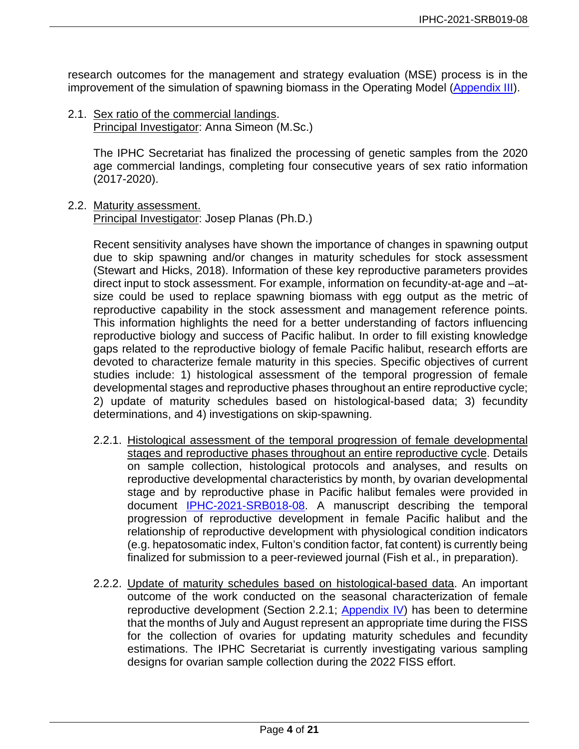research outcomes for the management and strategy evaluation (MSE) process is in the improvement of the simulation of spawning biomass in the Operating Model (Appendix III).

2.1. Sex ratio of the commercial landings.
Principal Investigator: Anna Simeon (M.Sc.)

The IPHC Secretariat has finalized the processing of genetic samples from the 2020 age commercial landings, completing four consecutive years of sex ratio information (2017-2020).

2.2. Maturity assessment.
Principal Investigator: Josep Planas (Ph.D.)

Recent sensitivity analyses have shown the importance of changes in spawning output due to skip spawning and/or changes in maturity schedules for stock assessment (Stewart and Hicks, 2018). Information of these key reproductive parameters provides direct input to stock assessment. For example, information on fecundity-at-age and –at-size could be used to replace spawning biomass with egg output as the metric of reproductive capability in the stock assessment and management reference points. This information highlights the need for a better understanding of factors influencing reproductive biology and success of Pacific halibut. In order to fill existing knowledge gaps related to the reproductive biology of female Pacific halibut, research efforts are devoted to characterize female maturity in this species. Specific objectives of current studies include: 1) histological assessment of the temporal progression of female developmental stages and reproductive phases throughout an entire reproductive cycle; 2) update of maturity schedules based on histological-based data; 3) fecundity determinations, and 4) investigations on skip-spawning.

2.2.1. Histological assessment of the temporal progression of female developmental stages and reproductive phases throughout an entire reproductive cycle. Details on sample collection, histological protocols and analyses, and results on reproductive developmental characteristics by month, by ovarian developmental stage and by reproductive phase in Pacific halibut females were provided in document IPHC-2021-SRB018-08. A manuscript describing the temporal progression of reproductive development in female Pacific halibut and the relationship of reproductive development with physiological condition indicators (e.g. hepatosomatic index, Fulton's condition factor, fat content) is currently being finalized for submission to a peer-reviewed journal (Fish et al., in preparation).

2.2.2. Update of maturity schedules based on histological-based data. An important outcome of the work conducted on the seasonal characterization of female reproductive development (Section 2.2.1; Appendix IV) has been to determine that the months of July and August represent an appropriate time during the FISS for the collection of ovaries for updating maturity schedules and fecundity estimations. The IPHC Secretariat is currently investigating various sampling designs for ovarian sample collection during the 2022 FISS effort.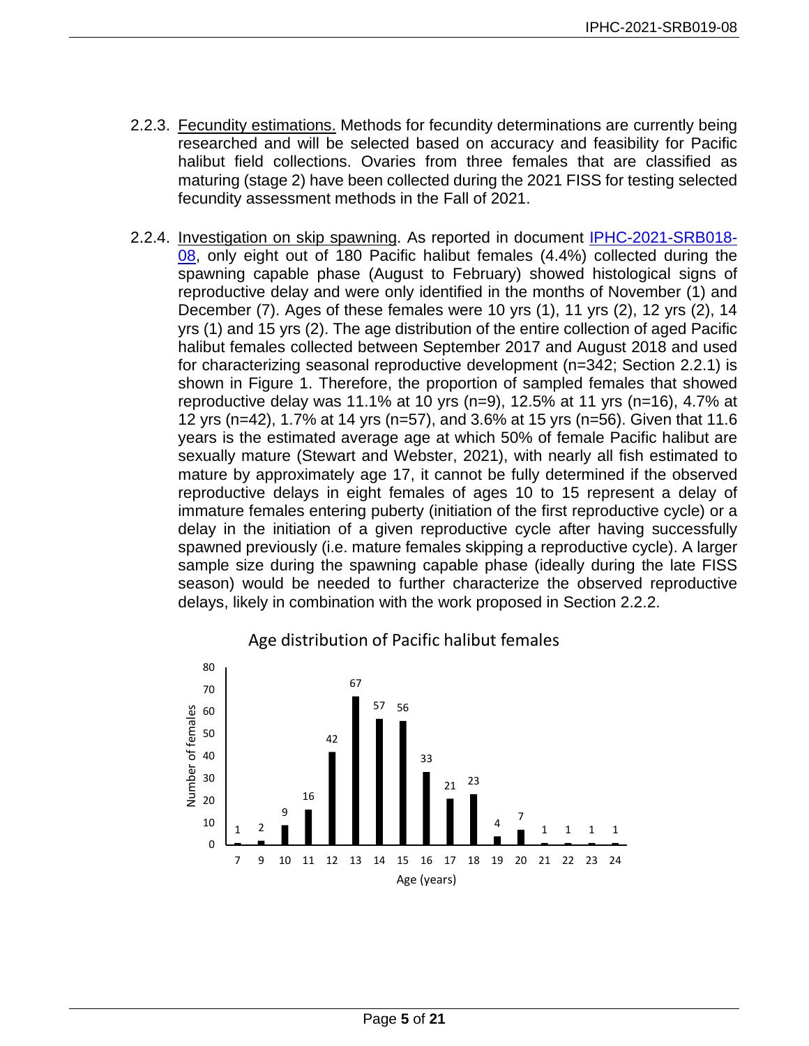2.2.3. Fecundity estimations. Methods for fecundity determinations are currently being researched and will be selected based on accuracy and feasibility for Pacific halibut field collections. Ovaries from three females that are classified as maturing (stage 2) have been collected during the 2021 FISS for testing selected fecundity assessment methods in the Fall of 2021.

2.2.4. Investigation on skip spawning. As reported in document [IPHC-2021-SRB018-08](IPHC-2021-SRB018-08), only eight out of 180 Pacific halibut females (4.4%) collected during the spawning capable phase (August to February) showed histological signs of reproductive delay and were only identified in the months of November (1) and December (7). Ages of these females were 10 yrs (1), 11 yrs (2), 12 yrs (2), 14 yrs (1) and 15 yrs (2). The age distribution of the entire collection of aged Pacific halibut females collected between September 2017 and August 2018 and used for characterizing seasonal reproductive development (n=342; Section 2.2.1) is shown in Figure 1. Therefore, the proportion of sampled females that showed reproductive delay was 11.1% at 10 yrs (n=9), 12.5% at 11 yrs (n=16), 4.7% at 12 yrs (n=42), 1.7% at 14 yrs (n=57), and 3.6% at 15 yrs (n=56). Given that 11.6 years is the estimated average age at which 50% of female Pacific halibut are sexually mature (Stewart and Webster, 2021), with nearly all fish estimated to mature by approximately age 17, it cannot be fully determined if the observed reproductive delays in eight females of ages 10 to 15 represent a delay of immature females entering puberty (initiation of the first reproductive cycle) or a delay in the initiation of a given reproductive cycle after having successfully spawned previously (i.e. mature females skipping a reproductive cycle). A larger sample size during the spawning capable phase (ideally during the late FISS season) would be needed to further characterize the observed reproductive delays, likely in combination with the work proposed in Section 2.2.2.

Age distribution of Pacific halibut females

| Age (years) | 7 | 9 | 10 | 11 | 12 | 13 | 14 | 15 | 16 | 17 | 18 | 19 | 20 | 21 | 22 | 23 | 24 |
|---|---|---|---|---|---|---|---|---|---|---|---|---|---|---|---|---|---|
| Number of females | 1 | 2 | 9 | 16 | 42 | 67 | 57 | 56 | 33 | 21 | 23 | 4 | 7 | 1 | 1 | 1 | 1 |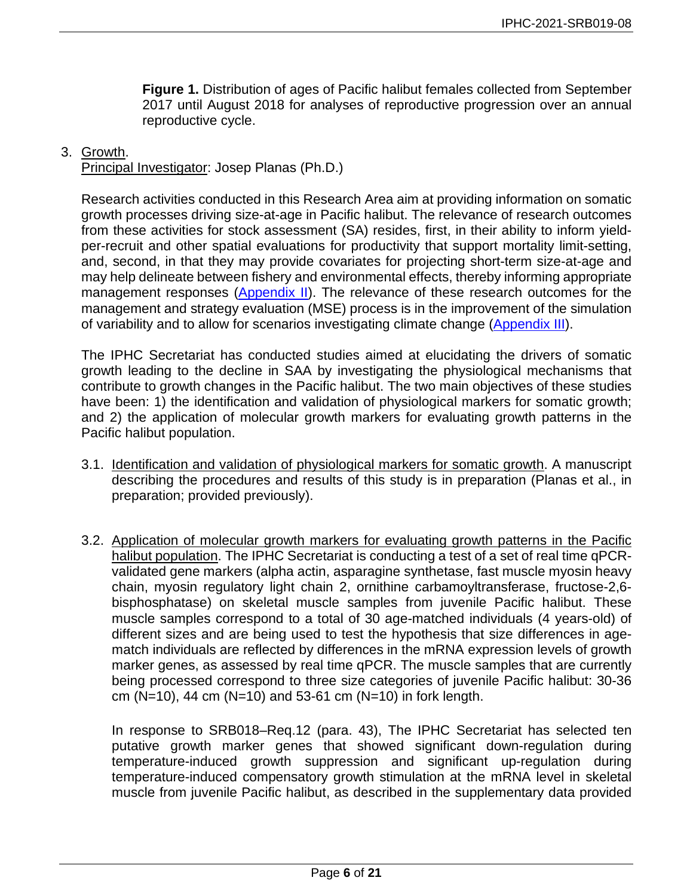**Figure 1.** Distribution of ages of Pacific halibut females collected from September 2017 until August 2018 for analyses of reproductive progression over an annual reproductive cycle.

3. Growth.
   Principal Investigator: Josep Planas (Ph.D.)

   Research activities conducted in this Research Area aim at providing information on somatic growth processes driving size-at-age in Pacific halibut. The relevance of research outcomes from these activities for stock assessment (SA) resides, first, in their ability to inform yield-per-recruit and other spatial evaluations for productivity that support mortality limit-setting, and, second, in that they may provide covariates for projecting short-term size-at-age and may help delineate between fishery and environmental effects, thereby informing appropriate management responses (Appendix II). The relevance of these research outcomes for the management and strategy evaluation (MSE) process is in the improvement of the simulation of variability and to allow for scenarios investigating climate change (Appendix III).

   The IPHC Secretariat has conducted studies aimed at elucidating the drivers of somatic growth leading to the decline in SAA by investigating the physiological mechanisms that contribute to growth changes in the Pacific halibut. The two main objectives of these studies have been: 1) the identification and validation of physiological markers for somatic growth; and 2) the application of molecular growth markers for evaluating growth patterns in the Pacific halibut population.

   3.1. Identification and validation of physiological markers for somatic growth. A manuscript describing the procedures and results of this study is in preparation (Planas et al., in preparation; provided previously).

   3.2. Application of molecular growth markers for evaluating growth patterns in the Pacific halibut population. The IPHC Secretariat is conducting a test of a set of real time qPCR-validated gene markers (alpha actin, asparagine synthetase, fast muscle myosin heavy chain, myosin regulatory light chain 2, ornithine carbamoyltransferase, fructose-2,6-bisphosphatase) on skeletal muscle samples from juvenile Pacific halibut. These muscle samples correspond to a total of 30 age-matched individuals (4 years-old) of different sizes and are being used to test the hypothesis that size differences in age-match individuals are reflected by differences in the mRNA expression levels of growth marker genes, as assessed by real time qPCR. The muscle samples that are currently being processed correspond to three size categories of juvenile Pacific halibut: 30-36 cm (N=10), 44 cm (N=10) and 53-61 cm (N=10) in fork length.

   In response to SRB018–Req.12 (para. 43), The IPHC Secretariat has selected ten putative growth marker genes that showed significant down-regulation during temperature-induced growth suppression and significant up-regulation during temperature-induced compensatory growth stimulation at the mRNA level in skeletal muscle from juvenile Pacific halibut, as described in the supplementary data provided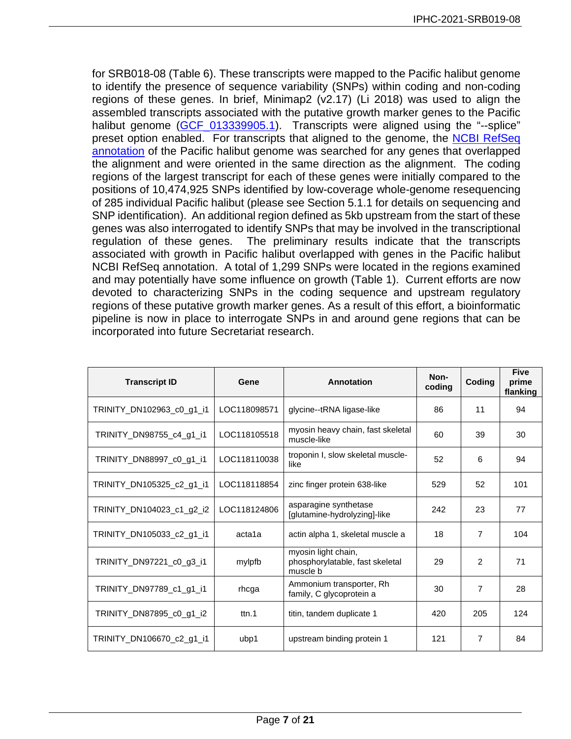for SRB018-08 (Table 6). These transcripts were mapped to the Pacific halibut genome to identify the presence of sequence variability (SNPs) within coding and non-coding regions of these genes. In brief, Minimap2 (v2.17) (Li 2018) was used to align the assembled transcripts associated with the putative growth marker genes to the Pacific halibut genome (GCF_013339905.1). Transcripts were aligned using the "--splice" preset option enabled. For transcripts that aligned to the genome, the NCBI RefSeq annotation of the Pacific halibut genome was searched for any genes that overlapped the alignment and were oriented in the same direction as the alignment. The coding regions of the largest transcript for each of these genes were initially compared to the positions of 10,474,925 SNPs identified by low-coverage whole-genome resequencing of 285 individual Pacific halibut (please see Section 5.1.1 for details on sequencing and SNP identification). An additional region defined as 5kb upstream from the start of these genes was also interrogated to identify SNPs that may be involved in the transcriptional regulation of these genes. The preliminary results indicate that the transcripts associated with growth in Pacific halibut overlapped with genes in the Pacific halibut NCBI RefSeq annotation. A total of 1,299 SNPs were located in the regions examined and may potentially have some influence on growth (Table 1). Current efforts are now devoted to characterizing SNPs in the coding sequence and upstream regulatory regions of these putative growth marker genes. As a result of this effort, a bioinformatic pipeline is now in place to interrogate SNPs in and around gene regions that can be incorporated into future Secretariat research.

| Transcript ID | Gene | Annotation | Non-coding | Coding | Five prime flanking |
|---|---|---|---|---|---|
| TRINITY_DN102963_c0_g1_i1 | LOC118098571 | glycine--tRNA ligase-like | 86 | 11 | 94 |
| TRINITY_DN98755_c4_g1_i1 | LOC118105518 | myosin heavy chain, fast skeletal muscle-like | 60 | 39 | 30 |
| TRINITY_DN88997_c0_g1_i1 | LOC118110038 | troponin I, slow skeletal muscle-like | 52 | 6 | 94 |
| TRINITY_DN105325_c2_g1_i1 | LOC118118854 | zinc finger protein 638-like | 529 | 52 | 101 |
| TRINITY_DN104023_c1_g2_i2 | LOC118124806 | asparagine synthetase [glutamine-hydrolyzing]-like | 242 | 23 | 77 |
| TRINITY_DN105033_c2_g1_i1 | acta1a | actin alpha 1, skeletal muscle a | 18 | 7 | 104 |
| TRINITY_DN97221_c0_g3_i1 | mylpfb | myosin light chain, phosphorylatable, fast skeletal muscle b | 29 | 2 | 71 |
| TRINITY_DN97789_c1_g1_i1 | rhcga | Ammonium transporter, Rh family, C glycoprotein a | 30 | 7 | 28 |
| TRINITY_DN87895_c0_g1_i2 | ttn.1 | titin, tandem duplicate 1 | 420 | 205 | 124 |
| TRINITY_DN106670_c2_g1_i1 | ubp1 | upstream binding protein 1 | 121 | 7 | 84 |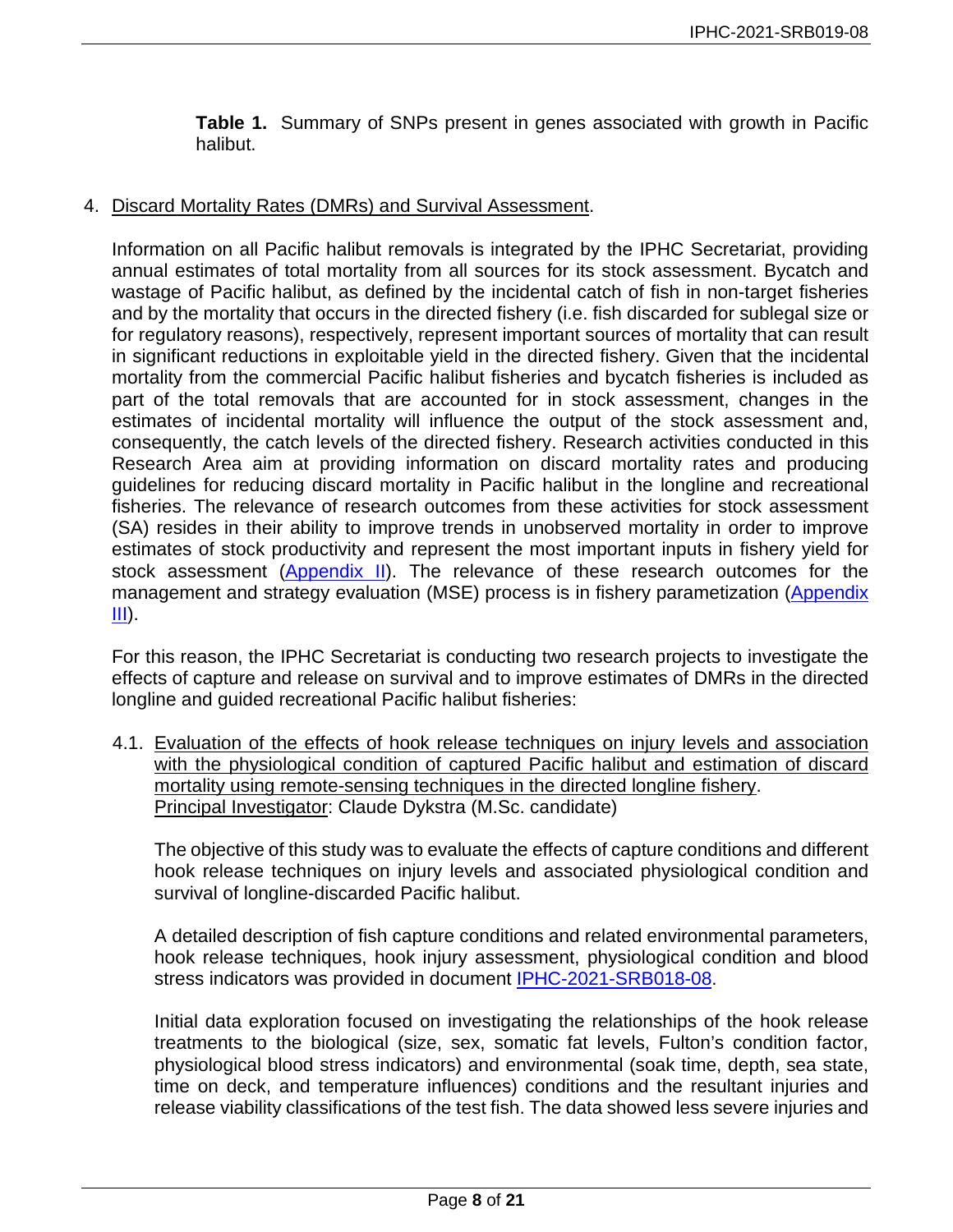**Table 1.** Summary of SNPs present in genes associated with growth in Pacific halibut.

4. Discard Mortality Rates (DMRs) and Survival Assessment.

Information on all Pacific halibut removals is integrated by the IPHC Secretariat, providing annual estimates of total mortality from all sources for its stock assessment. Bycatch and wastage of Pacific halibut, as defined by the incidental catch of fish in non-target fisheries and by the mortality that occurs in the directed fishery (i.e. fish discarded for sublegal size or for regulatory reasons), respectively, represent important sources of mortality that can result in significant reductions in exploitable yield in the directed fishery. Given that the incidental mortality from the commercial Pacific halibut fisheries and bycatch fisheries is included as part of the total removals that are accounted for in stock assessment, changes in the estimates of incidental mortality will influence the output of the stock assessment and, consequently, the catch levels of the directed fishery. Research activities conducted in this Research Area aim at providing information on discard mortality rates and producing guidelines for reducing discard mortality in Pacific halibut in the longline and recreational fisheries. The relevance of research outcomes from these activities for stock assessment (SA) resides in their ability to improve trends in unobserved mortality in order to improve estimates of stock productivity and represent the most important inputs in fishery yield for stock assessment (Appendix II). The relevance of these research outcomes for the management and strategy evaluation (MSE) process is in fishery parametization (Appendix III).

For this reason, the IPHC Secretariat is conducting two research projects to investigate the effects of capture and release on survival and to improve estimates of DMRs in the directed longline and guided recreational Pacific halibut fisheries:

4.1. Evaluation of the effects of hook release techniques on injury levels and association with the physiological condition of captured Pacific halibut and estimation of discard mortality using remote-sensing techniques in the directed longline fishery.
Principal Investigator: Claude Dykstra (M.Sc. candidate)

The objective of this study was to evaluate the effects of capture conditions and different hook release techniques on injury levels and associated physiological condition and survival of longline-discarded Pacific halibut.

A detailed description of fish capture conditions and related environmental parameters, hook release techniques, hook injury assessment, physiological condition and blood stress indicators was provided in document IPHC-2021-SRB018-08.

Initial data exploration focused on investigating the relationships of the hook release treatments to the biological (size, sex, somatic fat levels, Fulton's condition factor, physiological blood stress indicators) and environmental (soak time, depth, sea state, time on deck, and temperature influences) conditions and the resultant injuries and release viability classifications of the test fish. The data showed less severe injuries and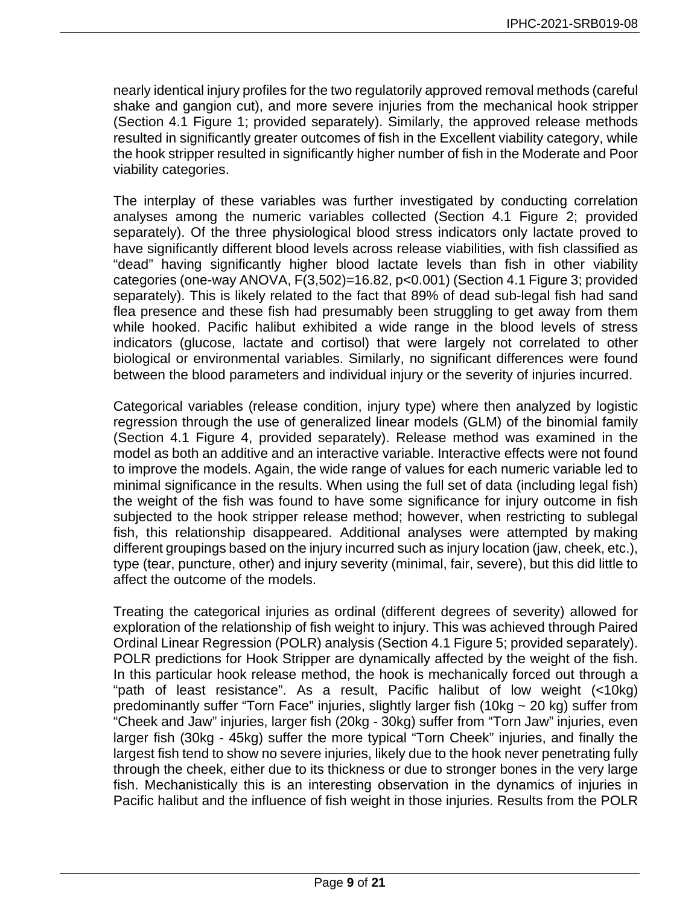nearly identical injury profiles for the two regulatorily approved removal methods (careful shake and gangion cut), and more severe injuries from the mechanical hook stripper (Section 4.1 Figure 1; provided separately). Similarly, the approved release methods resulted in significantly greater outcomes of fish in the Excellent viability category, while the hook stripper resulted in significantly higher number of fish in the Moderate and Poor viability categories.

The interplay of these variables was further investigated by conducting correlation analyses among the numeric variables collected (Section 4.1 Figure 2; provided separately). Of the three physiological blood stress indicators only lactate proved to have significantly different blood levels across release viabilities, with fish classified as "dead" having significantly higher blood lactate levels than fish in other viability categories (one-way ANOVA, $F(3,502)=16.82$, $p<0.001$) (Section 4.1 Figure 3; provided separately). This is likely related to the fact that 89% of dead sub-legal fish had sand flea presence and these fish had presumably been struggling to get away from them while hooked. Pacific halibut exhibited a wide range in the blood levels of stress indicators (glucose, lactate and cortisol) that were largely not correlated to other biological or environmental variables. Similarly, no significant differences were found between the blood parameters and individual injury or the severity of injuries incurred.

Categorical variables (release condition, injury type) where then analyzed by logistic regression through the use of generalized linear models (GLM) of the binomial family (Section 4.1 Figure 4, provided separately). Release method was examined in the model as both an additive and an interactive variable. Interactive effects were not found to improve the models. Again, the wide range of values for each numeric variable led to minimal significance in the results. When using the full set of data (including legal fish) the weight of the fish was found to have some significance for injury outcome in fish subjected to the hook stripper release method; however, when restricting to sublegal fish, this relationship disappeared. Additional analyses were attempted by making different groupings based on the injury incurred such as injury location (jaw, cheek, etc.), type (tear, puncture, other) and injury severity (minimal, fair, severe), but this did little to affect the outcome of the models.

Treating the categorical injuries as ordinal (different degrees of severity) allowed for exploration of the relationship of fish weight to injury. This was achieved through Paired Ordinal Linear Regression (POLR) analysis (Section 4.1 Figure 5; provided separately). POLR predictions for Hook Stripper are dynamically affected by the weight of the fish. In this particular hook release method, the hook is mechanically forced out through a "path of least resistance". As a result, Pacific halibut of low weight (<10kg) predominantly suffer "Torn Face" injuries, slightly larger fish (10kg ~ 20 kg) suffer from "Cheek and Jaw" injuries, larger fish (20kg - 30kg) suffer from "Torn Jaw" injuries, even larger fish (30kg - 45kg) suffer the more typical "Torn Cheek" injuries, and finally the largest fish tend to show no severe injuries, likely due to the hook never penetrating fully through the cheek, either due to its thickness or due to stronger bones in the very large fish. Mechanistically this is an interesting observation in the dynamics of injuries in Pacific halibut and the influence of fish weight in those injuries. Results from the POLR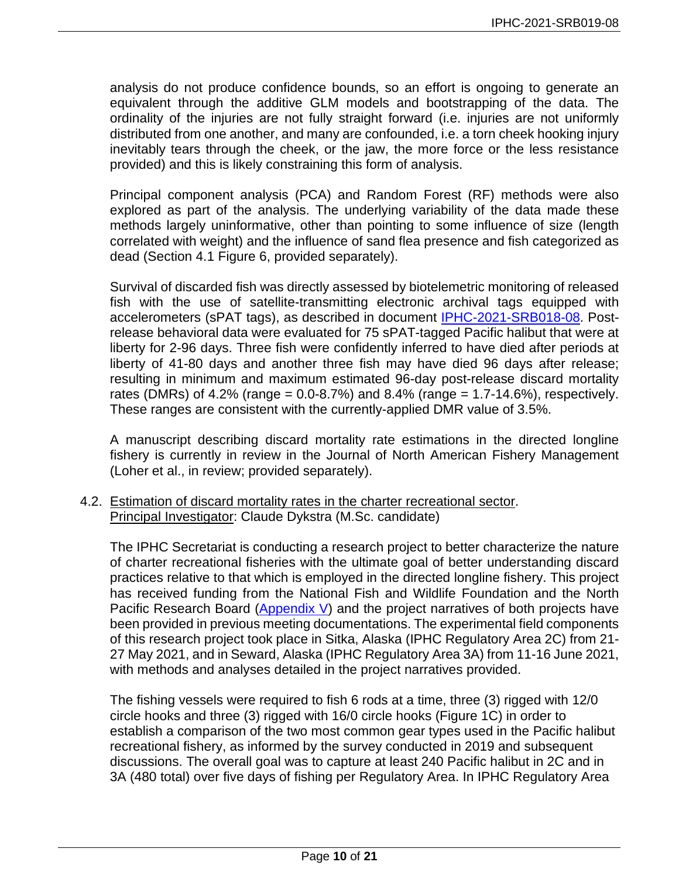analysis do not produce confidence bounds, so an effort is ongoing to generate an equivalent through the additive GLM models and bootstrapping of the data. The ordinality of the injuries are not fully straight forward (i.e. injuries are not uniformly distributed from one another, and many are confounded, i.e. a torn cheek hooking injury inevitably tears through the cheek, or the jaw, the more force or the less resistance provided) and this is likely constraining this form of analysis.

Principal component analysis (PCA) and Random Forest (RF) methods were also explored as part of the analysis. The underlying variability of the data made these methods largely uninformative, other than pointing to some influence of size (length correlated with weight) and the influence of sand flea presence and fish categorized as dead (Section 4.1 Figure 6, provided separately).

Survival of discarded fish was directly assessed by biotelemetric monitoring of released fish with the use of satellite-transmitting electronic archival tags equipped with accelerometers (sPAT tags), as described in document [IPHC-2021-SRB018-08](). Post-release behavioral data were evaluated for 75 sPAT-tagged Pacific halibut that were at liberty for 2-96 days. Three fish were confidently inferred to have died after periods at liberty of 41-80 days and another three fish may have died 96 days after release; resulting in minimum and maximum estimated 96-day post-release discard mortality rates (DMRs) of 4.2% (range = 0.0-8.7%) and 8.4% (range = 1.7-14.6%), respectively. These ranges are consistent with the currently-applied DMR value of 3.5%.

A manuscript describing discard mortality rate estimations in the directed longline fishery is currently in review in the Journal of North American Fishery Management (Loher et al., in review; provided separately).

4.2. <u>Estimation of discard mortality rates in the charter recreational sector</u>.
<u>Principal Investigator</u>: Claude Dykstra (M.Sc. candidate)

The IPHC Secretariat is conducting a research project to better characterize the nature of charter recreational fisheries with the ultimate goal of better understanding discard practices relative to that which is employed in the directed longline fishery. This project has received funding from the National Fish and Wildlife Foundation and the North Pacific Research Board ([Appendix V]()) and the project narratives of both projects have been provided in previous meeting documentations. The experimental field components of this research project took place in Sitka, Alaska (IPHC Regulatory Area 2C) from 21-27 May 2021, and in Seward, Alaska (IPHC Regulatory Area 3A) from 11-16 June 2021, with methods and analyses detailed in the project narratives provided.

The fishing vessels were required to fish 6 rods at a time, three (3) rigged with 12/0 circle hooks and three (3) rigged with 16/0 circle hooks (Figure 1C) in order to establish a comparison of the two most common gear types used in the Pacific halibut recreational fishery, as informed by the survey conducted in 2019 and subsequent discussions. The overall goal was to capture at least 240 Pacific halibut in 2C and in 3A (480 total) over five days of fishing per Regulatory Area. In IPHC Regulatory Area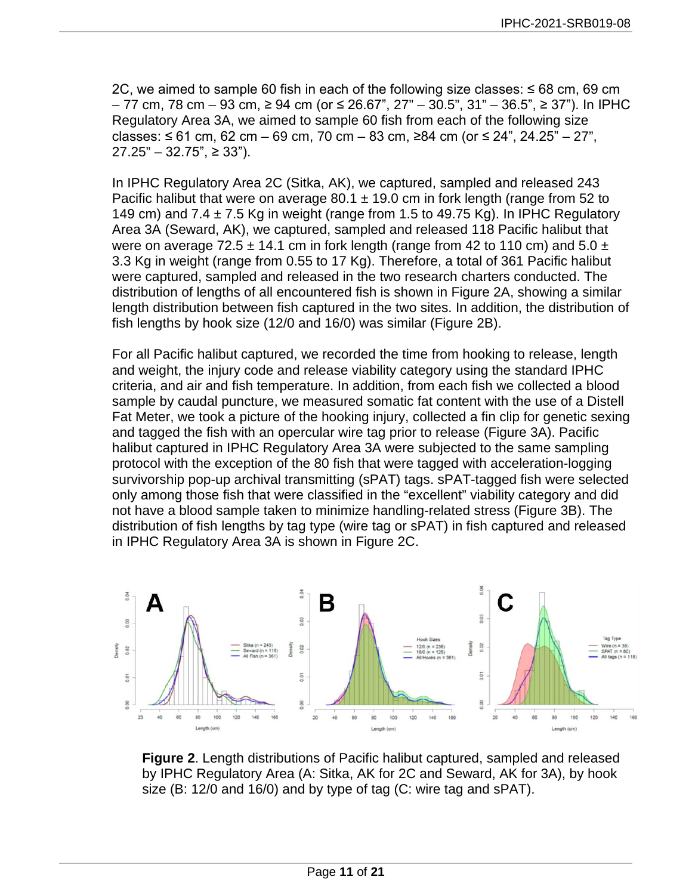2C, we aimed to sample 60 fish in each of the following size classes: ≤ 68 cm, 69 cm – 77 cm, 78 cm – 93 cm, ≥ 94 cm (or ≤ 26.67", 27" – 30.5", 31" – 36.5", ≥ 37"). In IPHC Regulatory Area 3A, we aimed to sample 60 fish from each of the following size classes: ≤ 61 cm, 62 cm – 69 cm, 70 cm – 83 cm, ≥84 cm (or ≤ 24", 24.25" – 27", 27.25" – 32.75", ≥ 33").

In IPHC Regulatory Area 2C (Sitka, AK), we captured, sampled and released 243 Pacific halibut that were on average 80.1 ± 19.0 cm in fork length (range from 52 to 149 cm) and 7.4 ± 7.5 Kg in weight (range from 1.5 to 49.75 Kg). In IPHC Regulatory Area 3A (Seward, AK), we captured, sampled and released 118 Pacific halibut that were on average 72.5 ± 14.1 cm in fork length (range from 42 to 110 cm) and 5.0 ± 3.3 Kg in weight (range from 0.55 to 17 Kg). Therefore, a total of 361 Pacific halibut were captured, sampled and released in the two research charters conducted. The distribution of lengths of all encountered fish is shown in Figure 2A, showing a similar length distribution between fish captured in the two sites. In addition, the distribution of fish lengths by hook size (12/0 and 16/0) was similar (Figure 2B).

For all Pacific halibut captured, we recorded the time from hooking to release, length and weight, the injury code and release viability category using the standard IPHC criteria, and air and fish temperature. In addition, from each fish we collected a blood sample by caudal puncture, we measured somatic fat content with the use of a Distell Fat Meter, we took a picture of the hooking injury, collected a fin clip for genetic sexing and tagged the fish with an opercular wire tag prior to release (Figure 3A). Pacific halibut captured in IPHC Regulatory Area 3A were subjected to the same sampling protocol with the exception of the 80 fish that were tagged with acceleration-logging survivorship pop-up archival transmitting (sPAT) tags. sPAT-tagged fish were selected only among those fish that were classified in the "excellent" viability category and did not have a blood sample taken to minimize handling-related stress (Figure 3B). The distribution of fish lengths by tag type (wire tag or sPAT) in fish captured and released in IPHC Regulatory Area 3A is shown in Figure 2C.

**Figure 2**. Length distributions of Pacific halibut captured, sampled and released by IPHC Regulatory Area (A: Sitka, AK for 2C and Seward, AK for 3A), by hook size (B: 12/0 and 16/0) and by type of tag (C: wire tag and sPAT).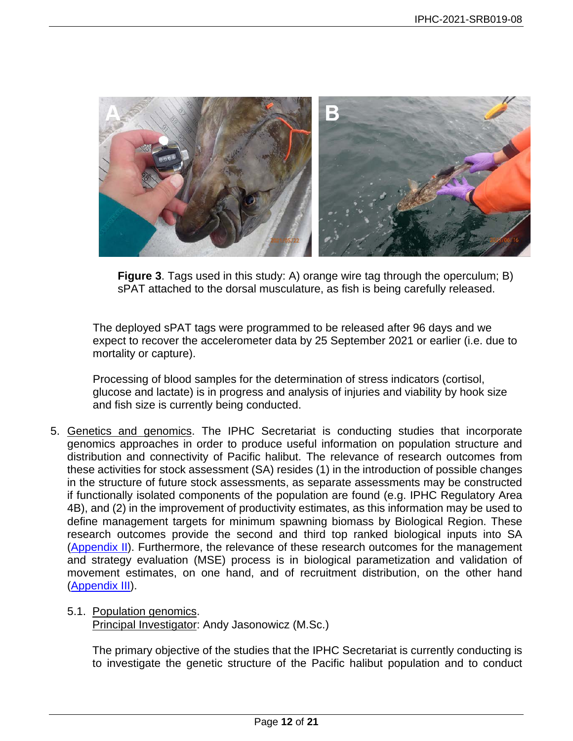**Figure 3**. Tags used in this study: A) orange wire tag through the operculum; B) sPAT attached to the dorsal musculature, as fish is being carefully released.

The deployed sPAT tags were programmed to be released after 96 days and we expect to recover the accelerometer data by 25 September 2021 or earlier (i.e. due to mortality or capture).

Processing of blood samples for the determination of stress indicators (cortisol, glucose and lactate) is in progress and analysis of injuries and viability by hook size and fish size is currently being conducted.

5. Genetics and genomics. The IPHC Secretariat is conducting studies that incorporate genomics approaches in order to produce useful information on population structure and distribution and connectivity of Pacific halibut. The relevance of research outcomes from these activities for stock assessment (SA) resides (1) in the introduction of possible changes in the structure of future stock assessments, as separate assessments may be constructed if functionally isolated components of the population are found (e.g. IPHC Regulatory Area 4B), and (2) in the improvement of productivity estimates, as this information may be used to define management targets for minimum spawning biomass by Biological Region. These research outcomes provide the second and third top ranked biological inputs into SA (Appendix II). Furthermore, the relevance of these research outcomes for the management and strategy evaluation (MSE) process is in biological parametization and validation of movement estimates, on one hand, and of recruitment distribution, on the other hand (Appendix III).

   5.1. Population genomics.
   Principal Investigator: Andy Jasonowicz (M.Sc.)

   The primary objective of the studies that the IPHC Secretariat is currently conducting is to investigate the genetic structure of the Pacific halibut population and to conduct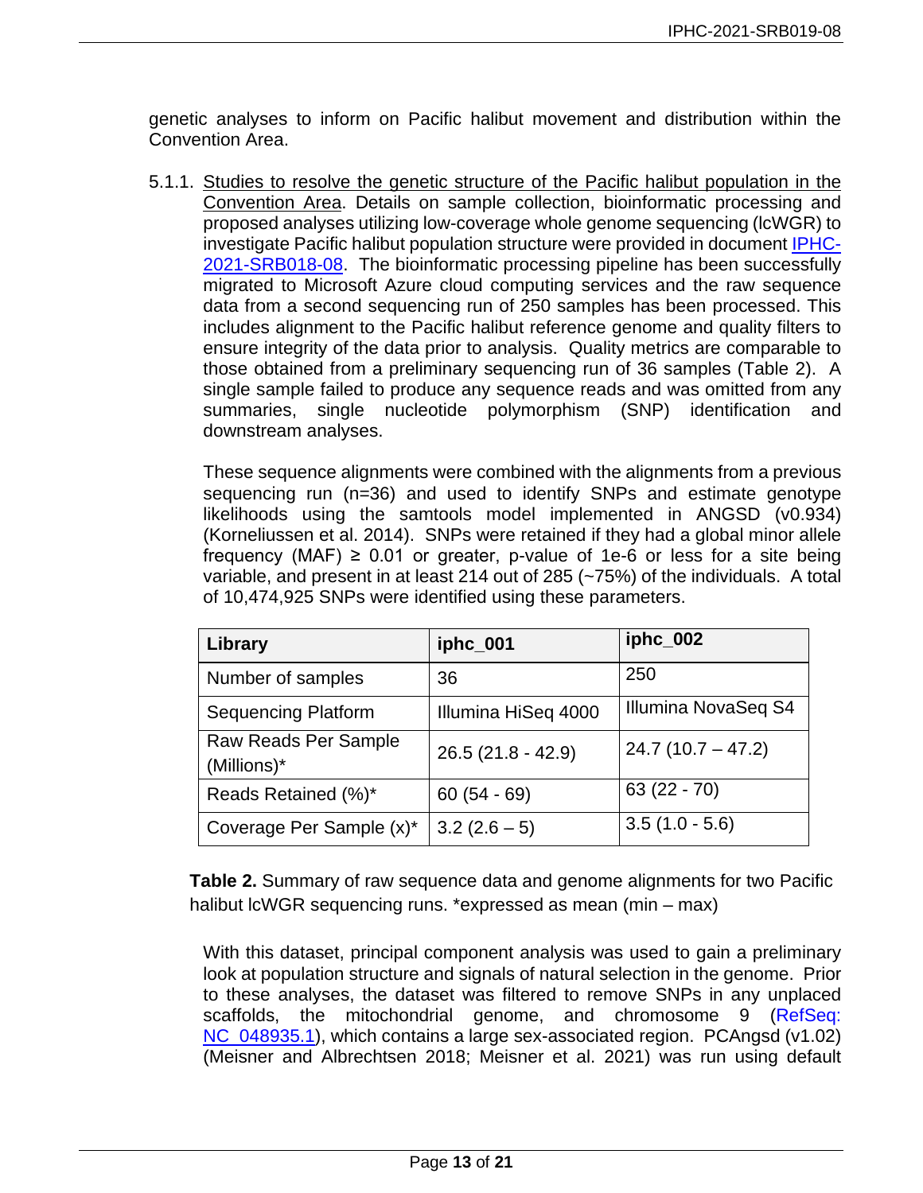genetic analyses to inform on Pacific halibut movement and distribution within the Convention Area.

5.1.1. Studies to resolve the genetic structure of the Pacific halibut population in the Convention Area. Details on sample collection, bioinformatic processing and proposed analyses utilizing low-coverage whole genome sequencing (lcWGR) to investigate Pacific halibut population structure were provided in document IPHC-2021-SRB018-08. The bioinformatic processing pipeline has been successfully migrated to Microsoft Azure cloud computing services and the raw sequence data from a second sequencing run of 250 samples has been processed. This includes alignment to the Pacific halibut reference genome and quality filters to ensure integrity of the data prior to analysis. Quality metrics are comparable to those obtained from a preliminary sequencing run of 36 samples (Table 2). A single sample failed to produce any sequence reads and was omitted from any summaries, single nucleotide polymorphism (SNP) identification and downstream analyses.

These sequence alignments were combined with the alignments from a previous sequencing run (n=36) and used to identify SNPs and estimate genotype likelihoods using the samtools model implemented in ANGSD (v0.934) (Korneliussen et al. 2014). SNPs were retained if they had a global minor allele frequency (MAF) ≥ 0.01 or greater, p-value of 1e-6 or less for a site being variable, and present in at least 214 out of 285 (~75%) of the individuals. A total of 10,474,925 SNPs were identified using these parameters.

| Library | iphc_001 | iphc_002 |
|---|---|---|
| Number of samples | 36 | 250 |
| Sequencing Platform | Illumina HiSeq 4000 | Illumina NovaSeq S4 |
| Raw Reads Per Sample (Millions)* | 26.5 (21.8 - 42.9) | 24.7 (10.7 – 47.2) |
| Reads Retained (%)* | 60 (54 - 69) | 63 (22 - 70) |
| Coverage Per Sample (x)* | 3.2 (2.6 – 5) | 3.5 (1.0 - 5.6) |

**Table 2.** Summary of raw sequence data and genome alignments for two Pacific halibut lcWGR sequencing runs. *expressed as mean (min – max)

With this dataset, principal component analysis was used to gain a preliminary look at population structure and signals of natural selection in the genome. Prior to these analyses, the dataset was filtered to remove SNPs in any unplaced scaffolds, the mitochondrial genome, and chromosome 9 (RefSeq: NC_048935.1), which contains a large sex-associated region. PCAngsd (v1.02) (Meisner and Albrechtsen 2018; Meisner et al. 2021) was run using default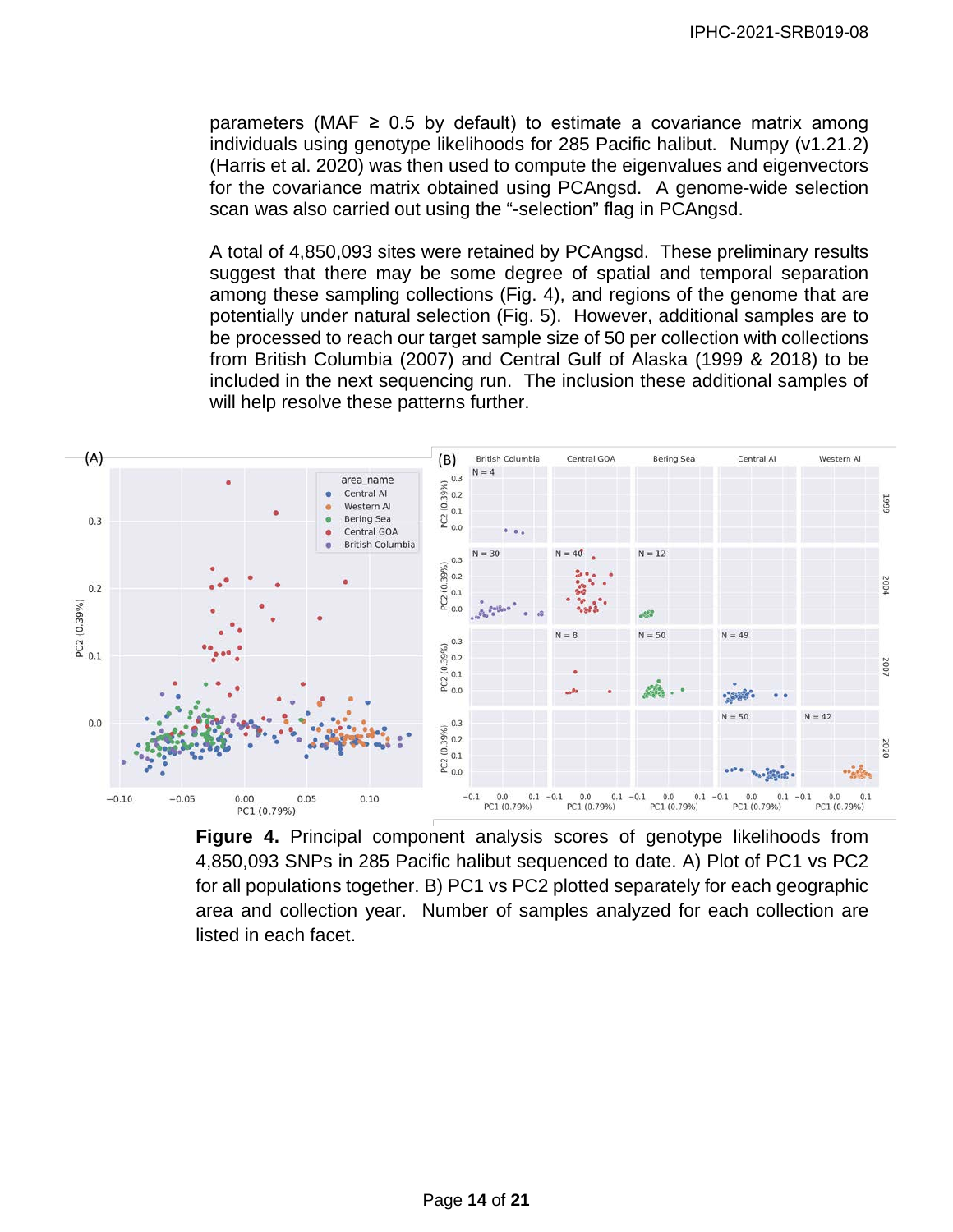parameters (MAF ≥ 0.5 by default) to estimate a covariance matrix among individuals using genotype likelihoods for 285 Pacific halibut. Numpy (v1.21.2) (Harris et al. 2020) was then used to compute the eigenvalues and eigenvectors for the covariance matrix obtained using PCAngsd. A genome-wide selection scan was also carried out using the "-selection" flag in PCAngsd.

A total of 4,850,093 sites were retained by PCAngsd. These preliminary results suggest that there may be some degree of spatial and temporal separation among these sampling collections (Fig. 4), and regions of the genome that are potentially under natural selection (Fig. 5). However, additional samples are to be processed to reach our target sample size of 50 per collection with collections from British Columbia (2007) and Central Gulf of Alaska (1999 & 2018) to be included in the next sequencing run. The inclusion these additional samples of will help resolve these patterns further.

**Figure 4.** Principal component analysis scores of genotype likelihoods from 4,850,093 SNPs in 285 Pacific halibut sequenced to date. A) Plot of PC1 vs PC2 for all populations together. B) PC1 vs PC2 plotted separately for each geographic area and collection year. Number of samples analyzed for each collection are listed in each facet.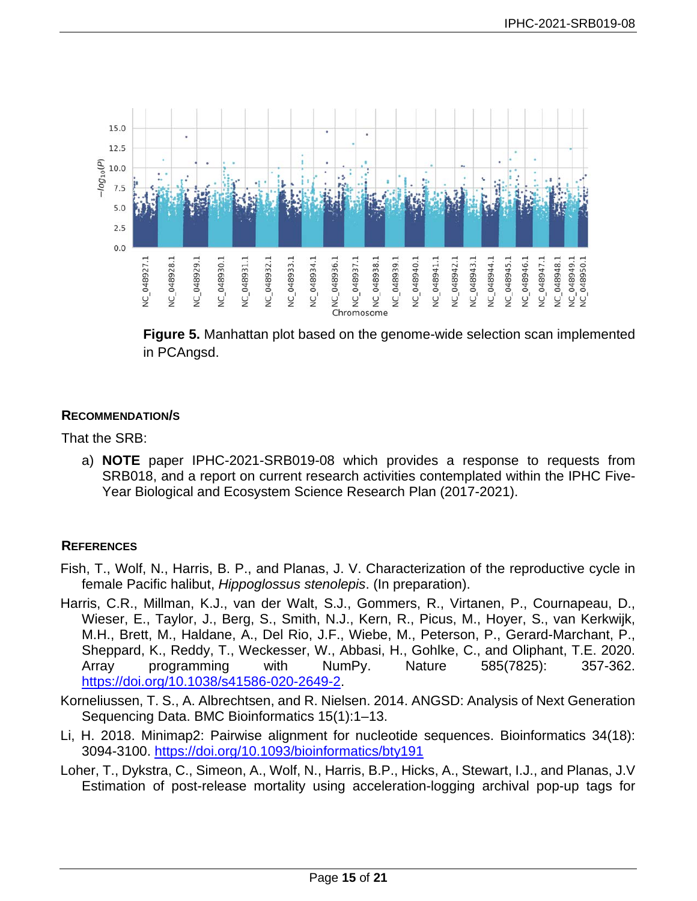**Figure 5.** Manhattan plot based on the genome-wide selection scan implemented in PCAngsd.

## RECOMMENDATION/S

That the SRB:

a) **NOTE** paper IPHC-2021-SRB019-08 which provides a response to requests from SRB018, and a report on current research activities contemplated within the IPHC Five-Year Biological and Ecosystem Science Research Plan (2017-2021).

## REFERENCES

Fish, T., Wolf, N., Harris, B. P., and Planas, J. V. Characterization of the reproductive cycle in female Pacific halibut, *Hippoglossus stenolepis*. (In preparation).

Harris, C.R., Millman, K.J., van der Walt, S.J., Gommers, R., Virtanen, P., Cournapeau, D., Wieser, E., Taylor, J., Berg, S., Smith, N.J., Kern, R., Picus, M., Hoyer, S., van Kerkwijk, M.H., Brett, M., Haldane, A., Del Rio, J.F., Wiebe, M., Peterson, P., Gerard-Marchant, P., Sheppard, K., Reddy, T., Weckesser, W., Abbasi, H., Gohlke, C., and Oliphant, T.E. 2020. Array programming with NumPy. Nature 585(7825): 357-362. https://doi.org/10.1038/s41586-020-2649-2.

Korneliussen, T. S., A. Albrechtsen, and R. Nielsen. 2014. ANGSD: Analysis of Next Generation Sequencing Data. BMC Bioinformatics 15(1):1–13.

Li, H. 2018. Minimap2: Pairwise alignment for nucleotide sequences. Bioinformatics 34(18): 3094-3100. https://doi.org/10.1093/bioinformatics/bty191

Loher, T., Dykstra, C., Simeon, A., Wolf, N., Harris, B.P., Hicks, A., Stewart, I.J., and Planas, J.V Estimation of post-release mortality using acceleration-logging archival pop-up tags for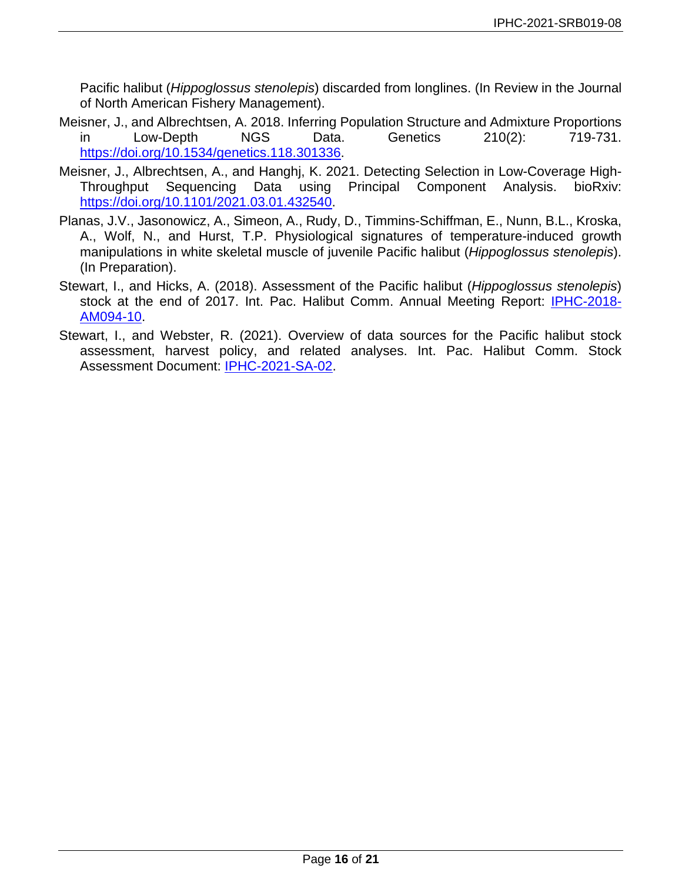Pacific halibut (*Hippoglossus stenolepis*) discarded from longlines. (In Review in the Journal of North American Fishery Management).

Meisner, J., and Albrechtsen, A. 2018. Inferring Population Structure and Admixture Proportions in Low-Depth NGS Data. Genetics 210(2): 719-731. https://doi.org/10.1534/genetics.118.301336.

Meisner, J., Albrechtsen, A., and Hanghj, K. 2021. Detecting Selection in Low-Coverage High-Throughput Sequencing Data using Principal Component Analysis. bioRxiv: https://doi.org/10.1101/2021.03.01.432540.

Planas, J.V., Jasonowicz, A., Simeon, A., Rudy, D., Timmins-Schiffman, E., Nunn, B.L., Kroska, A., Wolf, N., and Hurst, T.P. Physiological signatures of temperature-induced growth manipulations in white skeletal muscle of juvenile Pacific halibut (*Hippoglossus stenolepis*). (In Preparation).

Stewart, I., and Hicks, A. (2018). Assessment of the Pacific halibut (*Hippoglossus stenolepis*) stock at the end of 2017. Int. Pac. Halibut Comm. Annual Meeting Report: IPHC-2018-AM094-10.

Stewart, I., and Webster, R. (2021). Overview of data sources for the Pacific halibut stock assessment, harvest policy, and related analyses. Int. Pac. Halibut Comm. Stock Assessment Document: IPHC-2021-SA-02.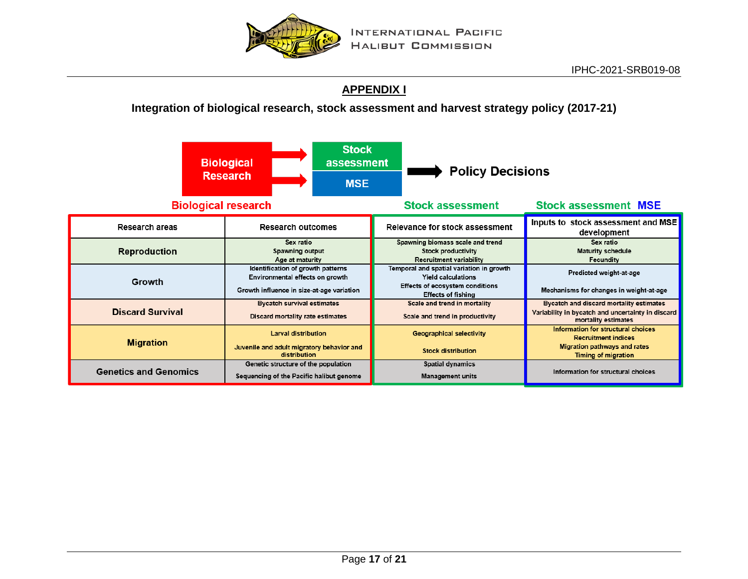## APPENDIX I

**Integration of biological research, stock assessment and harvest strategy policy (2017-21)**

Biological Research → Stock assessment / MSE → Policy Decisions

| Biological research | | Stock assessment | Stock assessment MSE |
|---|---|---|---|
| Research areas | Research outcomes | Relevance for stock assessment | Inputs to stock assessment and MSE development |
| **Reproduction** | Sex ratio<br>Spawning output<br>Age at maturity | Spawning biomass scale and trend<br>Stock productivity<br>Recruitment variability | Sex ratio<br>Maturity schedule<br>Fecundity |
| **Growth** | Identification of growth patterns<br>Environmental effects on growth<br>Growth influence in size-at-age variation | Temporal and spatial variation in growth<br>Yield calculations<br>Effects of ecosystem conditions<br>Effects of fishing | Predicted weight-at-age<br>Mechanisms for changes in weight-at-age |
| **Discard Survival** | Bycatch survival estimates<br>Discard mortality rate estimates | Scale and trend in mortality<br>Scale and trend in productivity | Bycatch and discard mortality estimates<br>Variability in bycatch and uncertainty in discard mortality estimates |
| **Migration** | Larval distribution<br>Juvenile and adult migratory behavior and distribution | Geographical selectivity<br>Stock distribution | Information for structural choices<br>Recruitment indices<br>Migration pathways and rates<br>Timing of migration |
| **Genetics and Genomics** | Genetic structure of the population<br>Sequencing of the Pacific halibut genome | Spatial dynamics<br>Management units | Information for structural choices |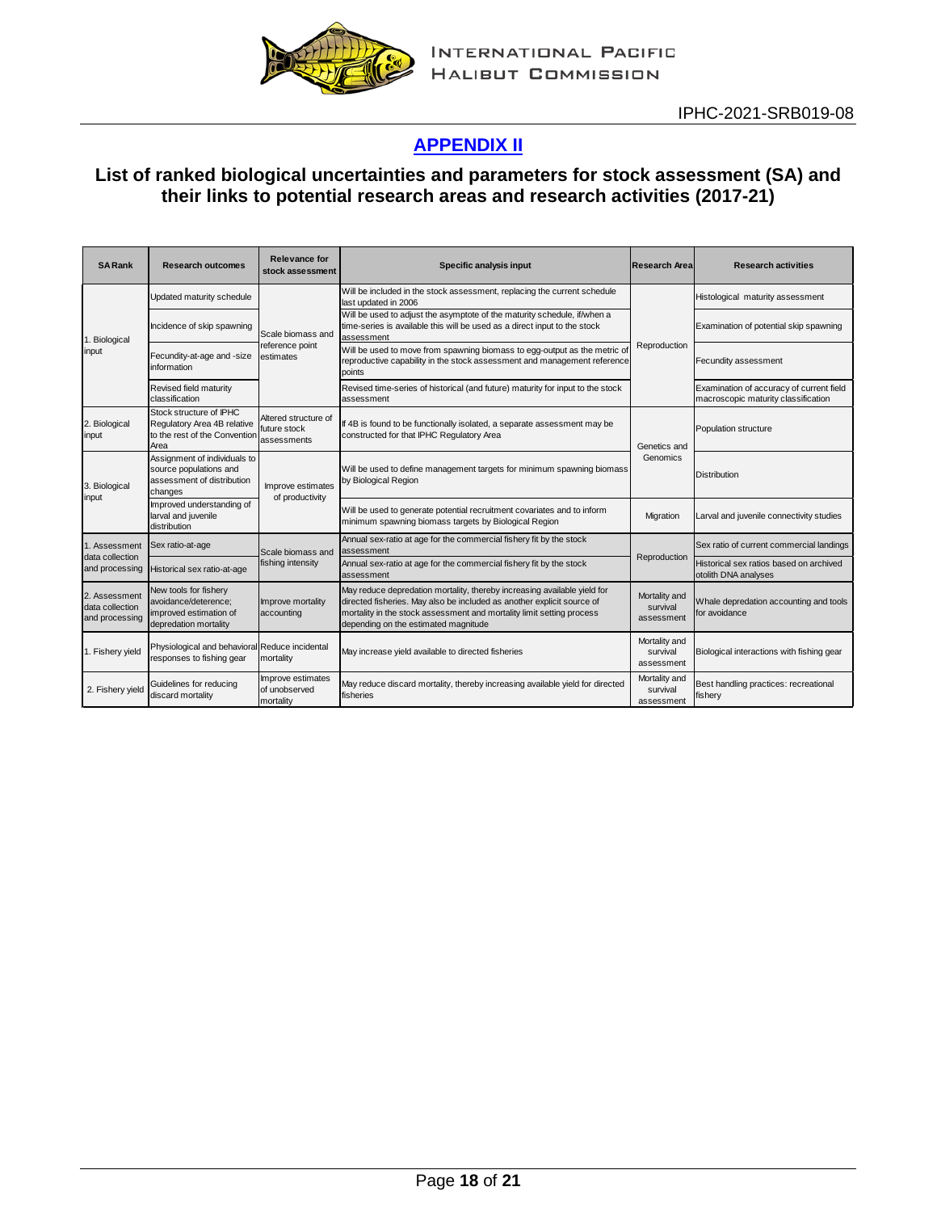## APPENDIX II

### List of ranked biological uncertainties and parameters for stock assessment (SA) and their links to potential research areas and research activities (2017-21)

| SA Rank | Research outcomes | Relevance for stock assessment | Specific analysis input | Research Area | Research activities |
|---|---|---|---|---|---|
| 1. Biological input | Updated maturity schedule | Scale biomass and reference point estimates | Will be included in the stock assessment, replacing the current schedule last updated in 2006 | Reproduction | Histological maturity assessment |
| | Incidence of skip spawning | | Will be used to adjust the asymptote of the maturity schedule, if/when a time-series is available this will be used as a direct input to the stock assessment | | Examination of potential skip spawning |
| | Fecundity-at-age and -size information | | Will be used to move from spawning biomass to egg-output as the metric of reproductive capability in the stock assessment and management reference points | | Fecundity assessment |
| | Revised field maturity classification | | Revised time-series of historical (and future) maturity for input to the stock assessment | | Examination of accuracy of current field macroscopic maturity classification |
| 2. Biological input | Stock structure of IPHC Regulatory Area 4B relative to the rest of the Convention Area | Altered structure of future stock assessments | If 4B is found to be functionally isolated, a separate assessment may be constructed for that IPHC Regulatory Area | Genetics and Genomics | Population structure |
| 3. Biological input | Assignment of individuals to source populations and assessment of distribution changes | Improve estimates of productivity | Will be used to define management targets for minimum spawning biomass by Biological Region | | Distribution |
| | Improved understanding of larval and juvenile distribution | | Will be used to generate potential recruitment covariates and to inform minimum spawning biomass targets by Biological Region | Migration | Larval and juvenile connectivity studies |
| 1. Assessment data collection and processing | Sex ratio-at-age | Scale biomass and fishing intensity | Annual sex-ratio at age for the commercial fishery fit by the stock assessment | Reproduction | Sex ratio of current commercial landings |
| | Historical sex ratio-at-age | | Annual sex-ratio at age for the commercial fishery fit by the stock assessment | | Historical sex ratios based on archived otolith DNA analyses |
| 2. Assessment data collection and processing | New tools for fishery avoidance/deterence; improved estimation of depredation mortality | Improve mortality accounting | May reduce depredation mortality, thereby increasing available yield for directed fisheries. May also be included as another explicit source of mortality in the stock assessment and mortality limit setting process depending on the estimated magnitude | Mortality and survival assessment | Whale depredation accounting and tools for avoidance |
| 1. Fishery yield | Physiological and behavioral responses to fishing gear | Reduce incidental mortality | May increase yield available to directed fisheries | Mortality and survival assessment | Biological interactions with fishing gear |
| 2. Fishery yield | Guidelines for reducing discard mortality | Improve estimates of unobserved mortality | May reduce discard mortality, thereby increasing available yield for directed fisheries | Mortality and survival assessment | Best handling practices: recreational fishery |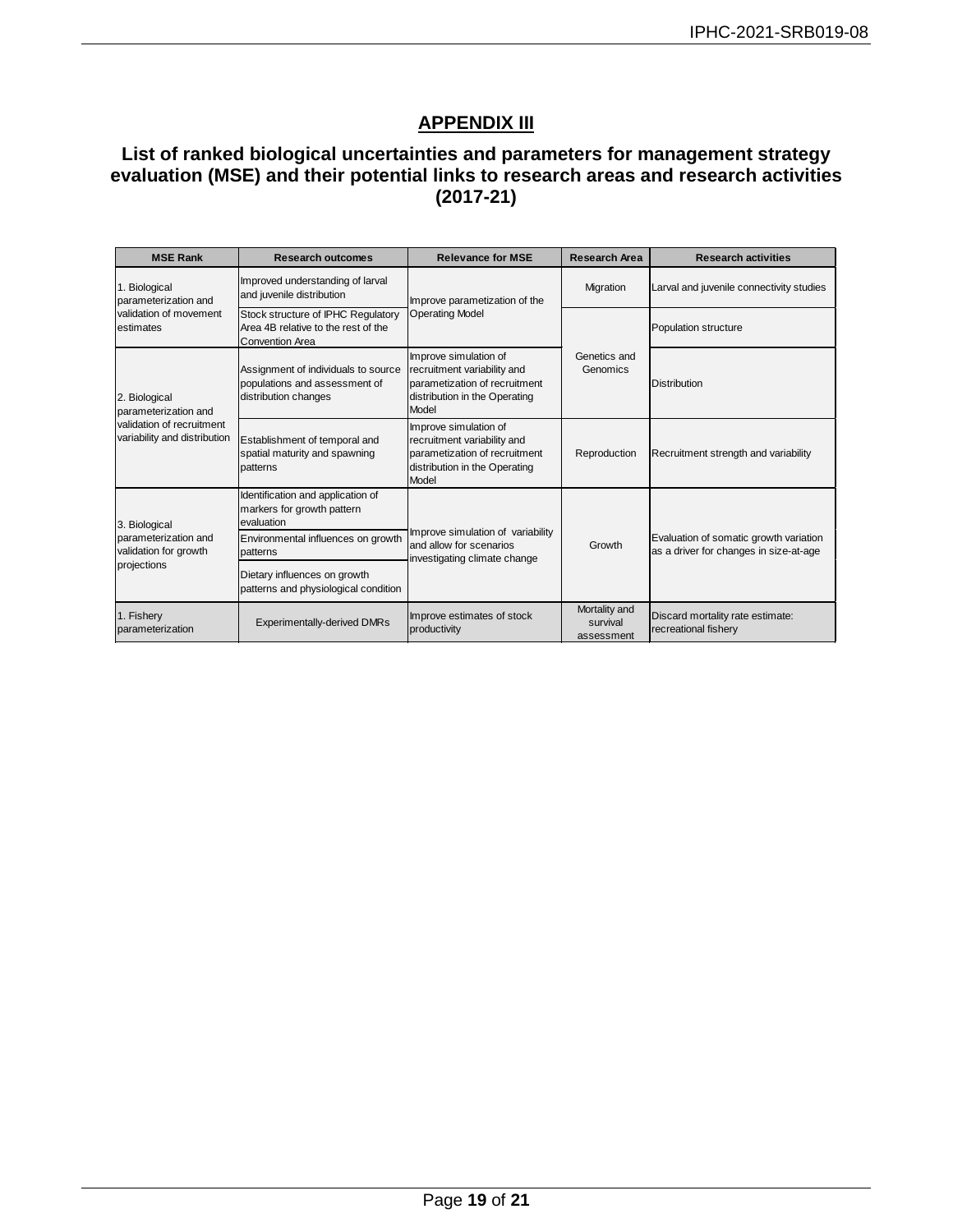## APPENDIX III

### List of ranked biological uncertainties and parameters for management strategy evaluation (MSE) and their potential links to research areas and research activities (2017-21)

| MSE Rank | Research outcomes | Relevance for MSE | Research Area | Research activities |
|---|---|---|---|---|
| 1. Biological parameterization and validation of movement estimates | Improved understanding of larval and juvenile distribution | Improve parametization of the Operating Model | Migration | Larval and juvenile connectivity studies |
| | Stock structure of IPHC Regulatory Area 4B relative to the rest of the Convention Area | | Genetics and Genomics | Population structure |
| 2. Biological parameterization and validation of recruitment variability and distribution | Assignment of individuals to source populations and assessment of distribution changes | Improve simulation of recruitment variability and parametization of recruitment distribution in the Operating Model | | Distribution |
| | Establishment of temporal and spatial maturity and spawning patterns | Improve simulation of recruitment variability and parametization of recruitment distribution in the Operating Model | Reproduction | Recruitment strength and variability |
| 3. Biological parameterization and validation for growth projections | Identification and application of markers for growth pattern evaluation | Improve simulation of variability and allow for scenarios investigating climate change | Growth | Evaluation of somatic growth variation as a driver for changes in size-at-age |
| | Environmental influences on growth patterns | | | |
| | Dietary influences on growth patterns and physiological condition | | | |
| 1. Fishery parameterization | Experimentally-derived DMRs | Improve estimates of stock productivity | Mortality and survival assessment | Discard mortality rate estimate: recreational fishery |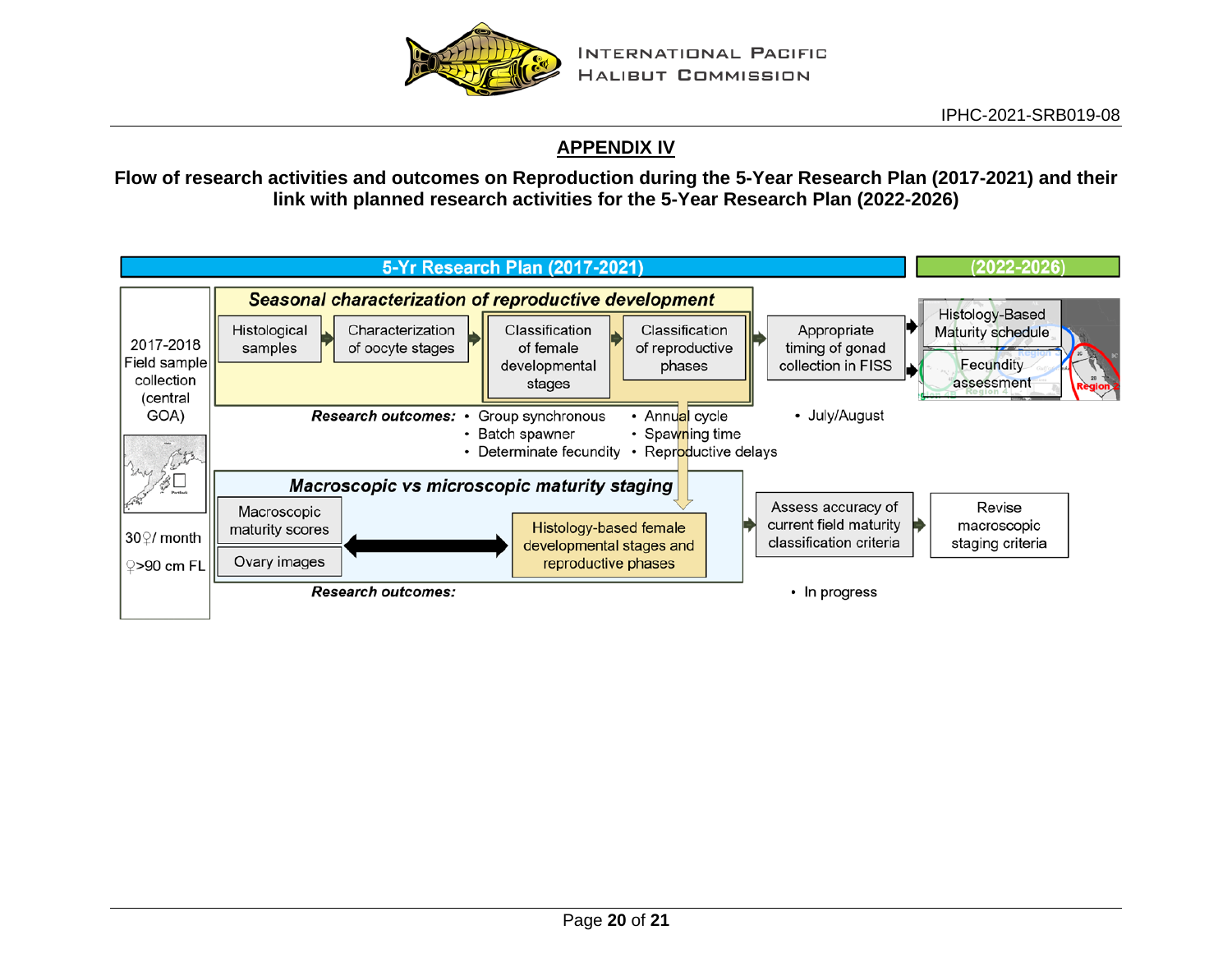## APPENDIX IV

**Flow of research activities and outcomes on Reproduction during the 5-Year Research Plan (2017-2021) and their link with planned research activities for the 5-Year Research Plan (2022-2026)**

**5-Yr Research Plan (2017-2021)** | **(2022-2026)**

2017-2018 Field sample collection (central GOA)

30♀/ month

♀>90 cm FL

***Seasonal characterization of reproductive development***

Histological samples → Characterization of oocyte stages → Classification of female developmental stages → Classification of reproductive phases → Appropriate timing of gonad collection in FISS → Histology-Based Maturity schedule; Fecundity assessment

***Research outcomes:***

- Group synchronous
- Batch spawner
- Determinate fecundity
- Annual cycle
- Spawning time
- Reproductive delays
- July/August

***Macroscopic vs microscopic maturity staging***

Macroscopic maturity scores; Ovary images ↔ Histology-based female developmental stages and reproductive phases → Assess accuracy of current field maturity classification criteria → Revise macroscopic staging criteria

***Research outcomes:***

- In progress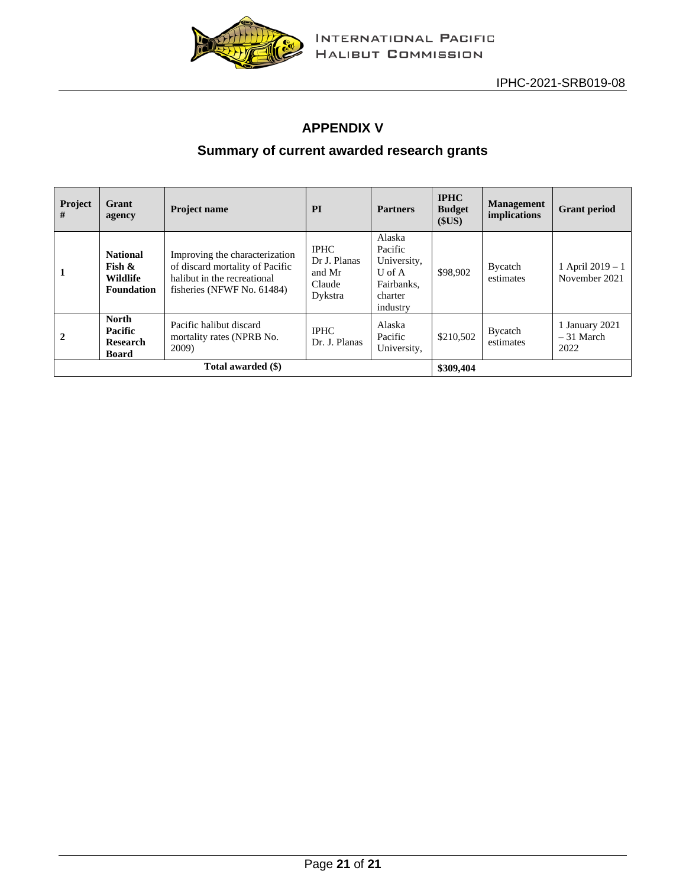## APPENDIX V

## Summary of current awarded research grants

| Project # | Grant agency | Project name | PI | Partners | IPHC Budget ($US) | Management implications | Grant period |
|---|---|---|---|---|---|---|---|
| 1 | **National Fish & Wildlife Foundation** | Improving the characterization of discard mortality of Pacific halibut in the recreational fisheries (NFWF No. 61484) | IPHC Dr J. Planas and Mr Claude Dykstra | Alaska Pacific University, U of A Fairbanks, charter industry | $98,902 | Bycatch estimates | 1 April 2019 – 1 November 2021 |
| 2 | **North Pacific Research Board** | Pacific halibut discard mortality rates (NPRB No. 2009) | IPHC Dr. J. Planas | Alaska Pacific University, | $210,502 | Bycatch estimates | 1 January 2021 – 31 March 2022 |
| **Total awarded ($)** | | | | | **$309,404** | | |